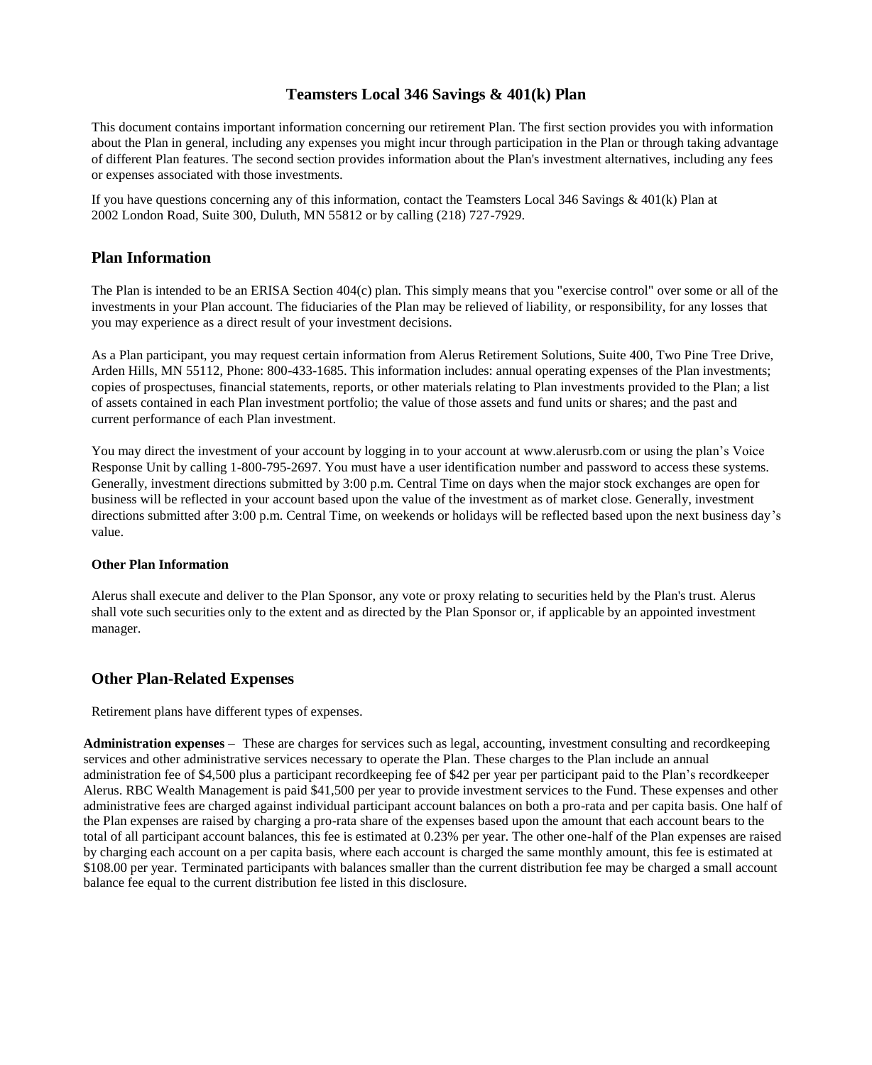# Teamsters Local 346 Savings & 401(k) Plan

This document contains important information concerning our retirement Plan. The first section provides you with information about the Plan in general, including any expenses you might incur through participation in the Plan or through taking advantage of different Plan features. The second section provides information about the Plan's investment alternatives, including any fees or expenses associated with those investments.

If you have questions concerning any of this information, contact the Teamsters Local 346 Savings & 401(k) Plan at 2002 London Road, Suite 300, Duluth, MN 55812 or by calling (218) 727-7929.

## Plan Information

The Plan is intended to be an ERISA Section 404(c) plan. This simply means that you "exercise control" over some or all of the investments in your Plan account. The fiduciaries of the Plan may be relieved of liability, or responsibility, for any losses that you may experience as a direct result of your investment decisions.

As a Plan participant, you may request certain information from Alerus Retirement Solutions, Suite 400, Two Pine Tree Drive, Arden Hills, MN 55112, Phone: 800-433-1685. This information includes: annual operating expenses of the Plan investments; copies of prospectuses, financial statements, reports, or other materials relating to Plan investments provided to the Plan; a list of assets contained in each Plan investment portfolio; the value of those assets and fund units or shares; and the past and current performance of each Plan investment.

You may direct the investment of your account by logging in to your account at www.alerusrb.com or using the plan's Voice Response Unit by calling 1-800-795-2697. You must have a user identification number and password to access these systems. Generally, investment directions submitted by 3:00 p.m. Central Time on days when the major stock exchanges are open for business will be reflected in your account based upon the value of the investment as of market close. Generally, investment directions submitted after 3:00 p.m. Central Time, on weekends or holidays will be reflected based upon the next business day's value.

#### Other Plan Information

Alerus shall execute and deliver to the Plan Sponsor, any vote or proxy relating to securities held by the Plan's trust. Alerus shall vote such securities only to the extent and as directed by the Plan Sponsor or, if applicable by an appointed investment manager.

## Other Plan-Related Expenses

Retirement plans have different types of expenses.

**Administration expenses** – These are charges for services such as legal, accounting, investment consulting and recordkeeping services and other administrative services necessary to operate the Plan. These charges to the Plan include an annual administration fee of $4,500 plus a participant recordkeeping fee of $42 per year per participant paid to the Plan's recordkeeper Alerus. RBC Wealth Management is paid $41,500 per year to provide investment services to the Fund. These expenses and other administrative fees are charged against individual participant account balances on both a pro-rata and per capita basis. One half of the Plan expenses are raised by charging a pro-rata share of the expenses based upon the amount that each account bears to the total of all participant account balances, this fee is estimated at 0.23% per year. The other one-half of the Plan expenses are raised by charging each account on a per capita basis, where each account is charged the same monthly amount, this fee is estimated at $108.00 per year. Terminated participants with balances smaller than the current distribution fee may be charged a small account balance fee equal to the current distribution fee listed in this disclosure.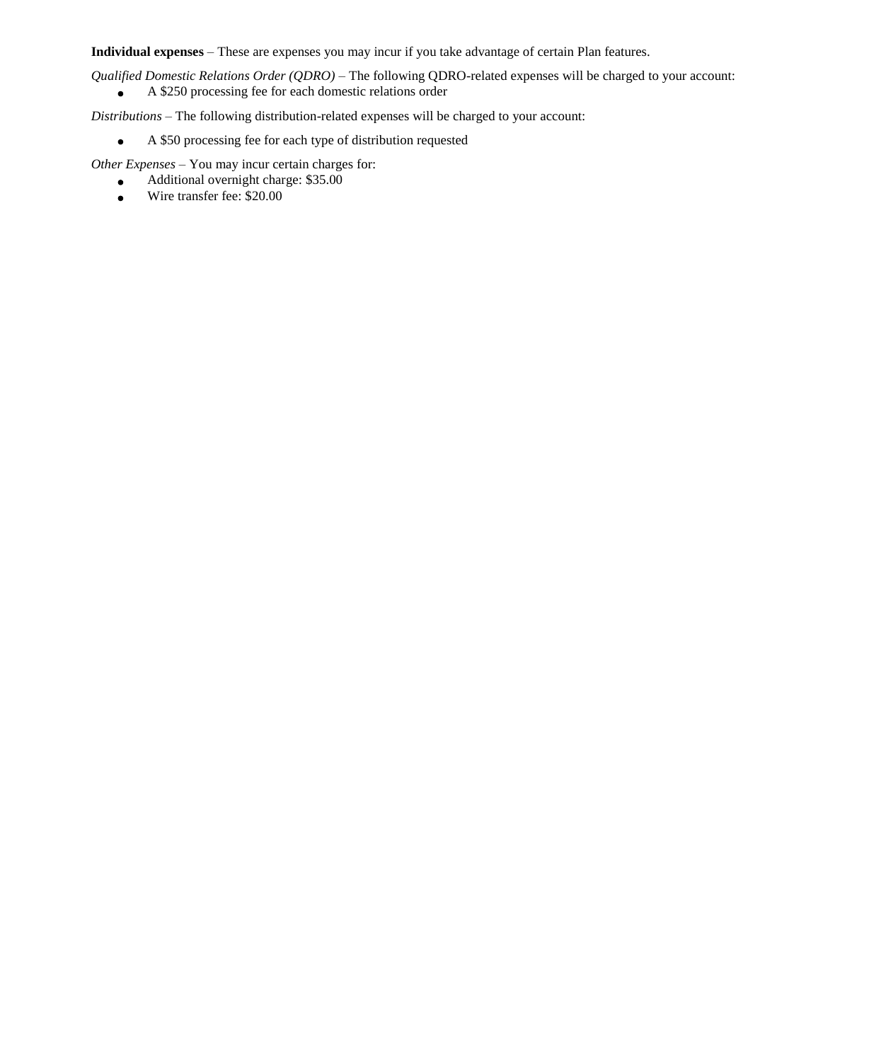**Individual expenses** – These are expenses you may incur if you take advantage of certain Plan features.

*Qualified Domestic Relations Order (QDRO)* – The following QDRO-related expenses will be charged to your account:

- A $250 processing fee for each domestic relations order

*Distributions* – The following distribution-related expenses will be charged to your account:

- A $50 processing fee for each type of distribution requested

*Other Expenses* – You may incur certain charges for:

- Additional overnight charge: $35.00
- Wire transfer fee: $20.00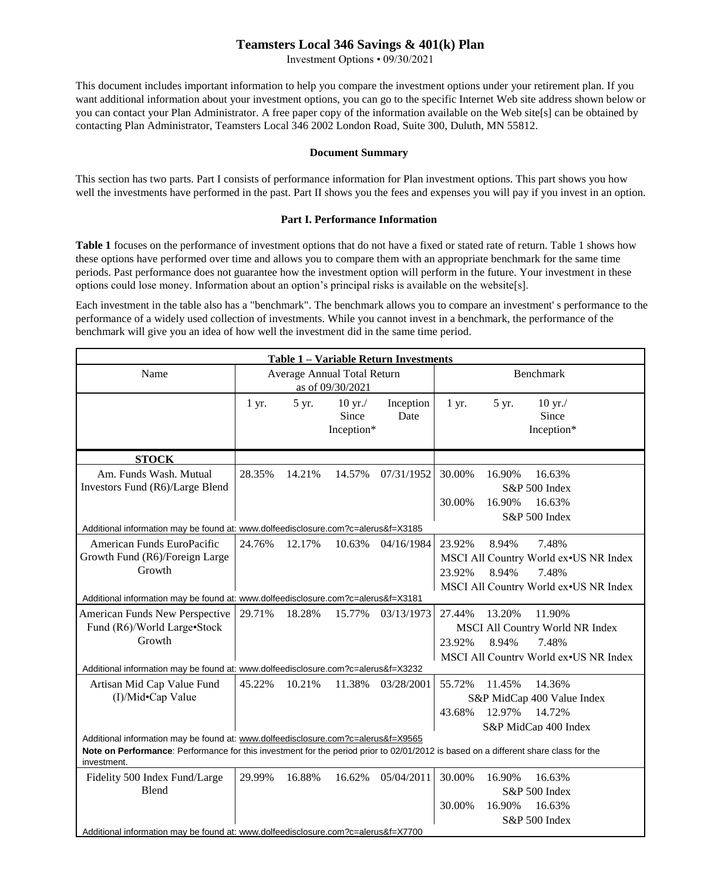# Teamsters Local 346 Savings & 401(k) Plan

Investment Options • 09/30/2021

This document includes important information to help you compare the investment options under your retirement plan. If you want additional information about your investment options, you can go to the specific Internet Web site address shown below or you can contact your Plan Administrator. A free paper copy of the information available on the Web site[s] can be obtained by contacting Plan Administrator, Teamsters Local 346 2002 London Road, Suite 300, Duluth, MN 55812.

**Document Summary**

This section has two parts. Part I consists of performance information for Plan investment options. This part shows you how well the investments have performed in the past. Part II shows you the fees and expenses you will pay if you invest in an option.

**Part I. Performance Information**

**Table 1** focuses on the performance of investment options that do not have a fixed or stated rate of return. Table 1 shows how these options have performed over time and allows you to compare them with an appropriate benchmark for the same time periods. Past performance does not guarantee how the investment option will perform in the future. Your investment in these options could lose money. Information about an option's principal risks is available on the website[s].

Each investment in the table also has a "benchmark". The benchmark allows you to compare an investment' s performance to the performance of a widely used collection of investments. While you cannot invest in a benchmark, the performance of the benchmark will give you an idea of how well the investment did in the same time period.

**Table 1 – Variable Return Investments**

| Name | Average Annual Total Return as of 09/30/2021 | | | | Benchmark | | |
|---|---|---|---|---|---|---|---|
| | 1 yr. | 5 yr. | 10 yr./ Since Inception* | Inception Date | 1 yr. | 5 yr. | 10 yr./ Since Inception* |
| **STOCK** | | | | | | | |
| Am. Funds Wash. Mutual Investors Fund (R6)/Large Blend | 28.35% | 14.21% | 14.57% | 07/31/1952 | 30.00% | 16.90% | 16.63% |
| | | | | | S&P 500 Index | | |
| | | | | | 30.00% | 16.90% | 16.63% |
| | | | | | S&P 500 Index | | |
| Additional information may be found at: www.dolfeedisclosure.com?c=alerus&f=X3185 | | | | | | | |
| American Funds EuroPacific Growth Fund (R6)/Foreign Large Growth | 24.76% | 12.17% | 10.63% | 04/16/1984 | 23.92% | 8.94% | 7.48% |
| | | | | | MSCI All Country World ex•US NR Index | | |
| | | | | | 23.92% | 8.94% | 7.48% |
| | | | | | MSCI All Country World ex•US NR Index | | |
| Additional information may be found at: www.dolfeedisclosure.com?c=alerus&f=X3181 | | | | | | | |
| American Funds New Perspective Fund (R6)/World Large•Stock Growth | 29.71% | 18.28% | 15.77% | 03/13/1973 | 27.44% | 13.20% | 11.90% |
| | | | | | MSCI All Country World NR Index | | |
| | | | | | 23.92% | 8.94% | 7.48% |
| | | | | | MSCI All Country World ex•US NR Index | | |
| Additional information may be found at: www.dolfeedisclosure.com?c=alerus&f=X3232 | | | | | | | |
| Artisan Mid Cap Value Fund (I)/Mid•Cap Value | 45.22% | 10.21% | 11.38% | 03/28/2001 | 55.72% | 11.45% | 14.36% |
| | | | | | S&P MidCap 400 Value Index | | |
| | | | | | 43.68% | 12.97% | 14.72% |
| | | | | | S&P MidCap 400 Index | | |
| Additional information may be found at: www.dolfeedisclosure.com?c=alerus&f=X9565 **Note on Performance**: Performance for this investment for the period prior to 02/01/2012 is based on a different share class for the investment. | | | | | | | |
| Fidelity 500 Index Fund/Large Blend | 29.99% | 16.88% | 16.62% | 05/04/2011 | 30.00% | 16.90% | 16.63% |
| | | | | | S&P 500 Index | | |
| | | | | | 30.00% | 16.90% | 16.63% |
| | | | | | S&P 500 Index | | |
| Additional information may be found at: www.dolfeedisclosure.com?c=alerus&f=X7700 | | | | | | | |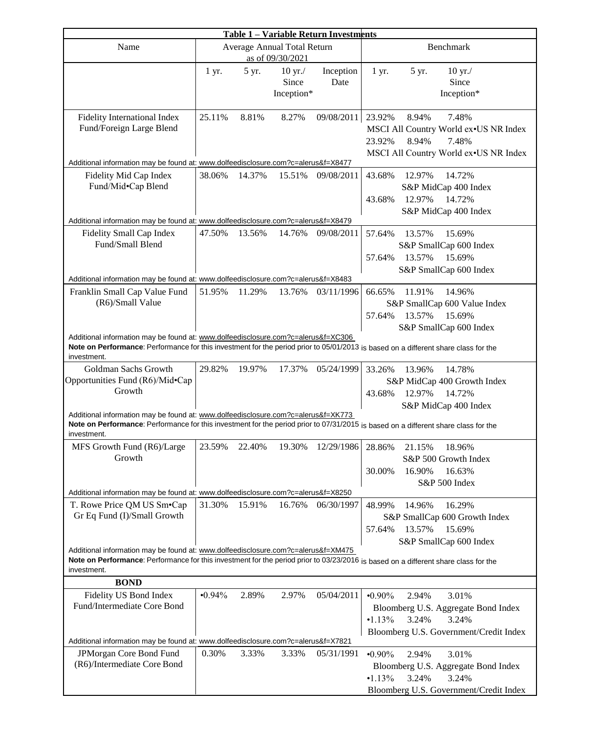**Table 1 – Variable Return Investments**

| Name | Average Annual Total Return as of 09/30/2021 | | | | Benchmark | | |
|---|---|---|---|---|---|---|---|
| | 1 yr. | 5 yr. | 10 yr./ Since Inception* | Inception Date | 1 yr. | 5 yr. | 10 yr./ Since Inception* |
| Fidelity International Index Fund/Foreign Large Blend | 25.11% | 8.81% | 8.27% | 09/08/2011 | 23.92% | 8.94% | 7.48% |
| | | | | | MSCI All Country World ex•US NR Index | | |
| | | | | | 23.92% | 8.94% | 7.48% |
| | | | | | MSCI All Country World ex•US NR Index | | |
| Additional information may be found at: www.dolfeedisclosure.com?c=alerus&f=X8477 | | | | | | | |
| Fidelity Mid Cap Index Fund/Mid•Cap Blend | 38.06% | 14.37% | 15.51% | 09/08/2011 | 43.68% | 12.97% | 14.72% |
| | | | | | S&P MidCap 400 Index | | |
| | | | | | 43.68% | 12.97% | 14.72% |
| | | | | | S&P MidCap 400 Index | | |
| Additional information may be found at: www.dolfeedisclosure.com?c=alerus&f=X8479 | | | | | | | |
| Fidelity Small Cap Index Fund/Small Blend | 47.50% | 13.56% | 14.76% | 09/08/2011 | 57.64% | 13.57% | 15.69% |
| | | | | | S&P SmallCap 600 Index | | |
| | | | | | 57.64% | 13.57% | 15.69% |
| | | | | | S&P SmallCap 600 Index | | |
| Additional information may be found at: www.dolfeedisclosure.com?c=alerus&f=X8483 | | | | | | | |
| Franklin Small Cap Value Fund (R6)/Small Value | 51.95% | 11.29% | 13.76% | 03/11/1996 | 66.65% | 11.91% | 14.96% |
| | | | | | S&P SmallCap 600 Value Index | | |
| | | | | | 57.64% | 13.57% | 15.69% |
| | | | | | S&P SmallCap 600 Index | | |
| Additional information may be found at: www.dolfeedisclosure.com?c=alerus&f=XC306 **Note on Performance**: Performance for this investment for the period prior to 05/01/2013 is based on a different share class for the investment. | | | | | | | |
| Goldman Sachs Growth Opportunities Fund (R6)/Mid•Cap Growth | 29.82% | 19.97% | 17.37% | 05/24/1999 | 33.26% | 13.96% | 14.78% |
| | | | | | S&P MidCap 400 Growth Index | | |
| | | | | | 43.68% | 12.97% | 14.72% |
| | | | | | S&P MidCap 400 Index | | |
| Additional information may be found at: www.dolfeedisclosure.com?c=alerus&f=XK773 **Note on Performance**: Performance for this investment for the period prior to 07/31/2015 is based on a different share class for the investment. | | | | | | | |
| MFS Growth Fund (R6)/Large Growth | 23.59% | 22.40% | 19.30% | 12/29/1986 | 28.86% | 21.15% | 18.96% |
| | | | | | S&P 500 Growth Index | | |
| | | | | | 30.00% | 16.90% | 16.63% |
| | | | | | S&P 500 Index | | |
| Additional information may be found at: www.dolfeedisclosure.com?c=alerus&f=X8250 | | | | | | | |
| T. Rowe Price QM US Sm•Cap Gr Eq Fund (I)/Small Growth | 31.30% | 15.91% | 16.76% | 06/30/1997 | 48.99% | 14.96% | 16.29% |
| | | | | | S&P SmallCap 600 Growth Index | | |
| | | | | | 57.64% | 13.57% | 15.69% |
| | | | | | S&P SmallCap 600 Index | | |
| Additional information may be found at: www.dolfeedisclosure.com?c=alerus&f=XM475 **Note on Performance**: Performance for this investment for the period prior to 03/23/2016 is based on a different share class for the investment. | | | | | | | |
| **BOND** | | | | | | | |
| Fidelity US Bond Index Fund/Intermediate Core Bond | •0.94% | 2.89% | 2.97% | 05/04/2011 | •0.90% | 2.94% | 3.01% |
| | | | | | Bloomberg U.S. Aggregate Bond Index | | |
| | | | | | •1.13% | 3.24% | 3.24% |
| | | | | | Bloomberg U.S. Government/Credit Index | | |
| Additional information may be found at: www.dolfeedisclosure.com?c=alerus&f=X7821 | | | | | | | |
| JPMorgan Core Bond Fund (R6)/Intermediate Core Bond | 0.30% | 3.33% | 3.33% | 05/31/1991 | •0.90% | 2.94% | 3.01% |
| | | | | | Bloomberg U.S. Aggregate Bond Index | | |
| | | | | | •1.13% | 3.24% | 3.24% |
| | | | | | Bloomberg U.S. Government/Credit Index | | |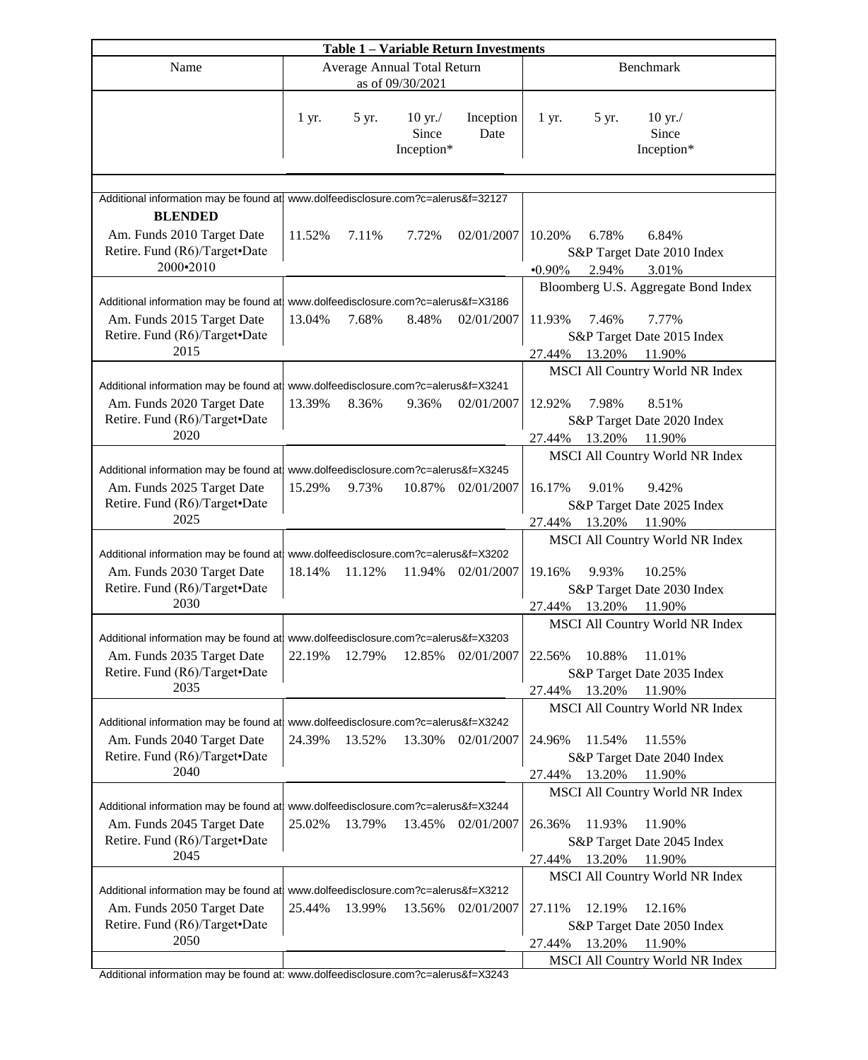**Table 1 – Variable Return Investments**

| Name | Average Annual Total Return as of 09/30/2021 | | | | Benchmark | | |
|---|---|---|---|---|---|---|---|
| | 1 yr. | 5 yr. | 10 yr./ Since Inception* | Inception Date | 1 yr. | 5 yr. | 10 yr./ Since Inception* |
| Additional information may be found at: www.dolfeedisclosure.com?c=alerus&f=32127 | | | | | | | |
| **BLENDED** | | | | | | | |
| Am. Funds 2010 Target Date Retire. Fund (R6)/Target•Date 2000•2010 | 11.52% | 7.11% | 7.72% | 02/01/2007 | 10.20% | 6.78% | 6.84% |
| | | | | | S&P Target Date 2010 Index | | |
| | | | | | •0.90% | 2.94% | 3.01% |
| | | | | | Bloomberg U.S. Aggregate Bond Index | | |
| Additional information may be found at: www.dolfeedisclosure.com?c=alerus&f=X3186 | | | | | | | |
| Am. Funds 2015 Target Date Retire. Fund (R6)/Target•Date 2015 | 13.04% | 7.68% | 8.48% | 02/01/2007 | 11.93% | 7.46% | 7.77% |
| | | | | | S&P Target Date 2015 Index | | |
| | | | | | 27.44% | 13.20% | 11.90% |
| | | | | | MSCI All Country World NR Index | | |
| Additional information may be found at: www.dolfeedisclosure.com?c=alerus&f=X3241 | | | | | | | |
| Am. Funds 2020 Target Date Retire. Fund (R6)/Target•Date 2020 | 13.39% | 8.36% | 9.36% | 02/01/2007 | 12.92% | 7.98% | 8.51% |
| | | | | | S&P Target Date 2020 Index | | |
| | | | | | 27.44% | 13.20% | 11.90% |
| | | | | | MSCI All Country World NR Index | | |
| Additional information may be found at: www.dolfeedisclosure.com?c=alerus&f=X3245 | | | | | | | |
| Am. Funds 2025 Target Date Retire. Fund (R6)/Target•Date 2025 | 15.29% | 9.73% | 10.87% | 02/01/2007 | 16.17% | 9.01% | 9.42% |
| | | | | | S&P Target Date 2025 Index | | |
| | | | | | 27.44% | 13.20% | 11.90% |
| | | | | | MSCI All Country World NR Index | | |
| Additional information may be found at: www.dolfeedisclosure.com?c=alerus&f=X3202 | | | | | | | |
| Am. Funds 2030 Target Date Retire. Fund (R6)/Target•Date 2030 | 18.14% | 11.12% | 11.94% | 02/01/2007 | 19.16% | 9.93% | 10.25% |
| | | | | | S&P Target Date 2030 Index | | |
| | | | | | 27.44% | 13.20% | 11.90% |
| | | | | | MSCI All Country World NR Index | | |
| Additional information may be found at: www.dolfeedisclosure.com?c=alerus&f=X3203 | | | | | | | |
| Am. Funds 2035 Target Date Retire. Fund (R6)/Target•Date 2035 | 22.19% | 12.79% | 12.85% | 02/01/2007 | 22.56% | 10.88% | 11.01% |
| | | | | | S&P Target Date 2035 Index | | |
| | | | | | 27.44% | 13.20% | 11.90% |
| | | | | | MSCI All Country World NR Index | | |
| Additional information may be found at: www.dolfeedisclosure.com?c=alerus&f=X3242 | | | | | | | |
| Am. Funds 2040 Target Date Retire. Fund (R6)/Target•Date 2040 | 24.39% | 13.52% | 13.30% | 02/01/2007 | 24.96% | 11.54% | 11.55% |
| | | | | | S&P Target Date 2040 Index | | |
| | | | | | 27.44% | 13.20% | 11.90% |
| | | | | | MSCI All Country World NR Index | | |
| Additional information may be found at: www.dolfeedisclosure.com?c=alerus&f=X3244 | | | | | | | |
| Am. Funds 2045 Target Date Retire. Fund (R6)/Target•Date 2045 | 25.02% | 13.79% | 13.45% | 02/01/2007 | 26.36% | 11.93% | 11.90% |
| | | | | | S&P Target Date 2045 Index | | |
| | | | | | 27.44% | 13.20% | 11.90% |
| | | | | | MSCI All Country World NR Index | | |
| Additional information may be found at: www.dolfeedisclosure.com?c=alerus&f=X3212 | | | | | | | |
| Am. Funds 2050 Target Date Retire. Fund (R6)/Target•Date 2050 | 25.44% | 13.99% | 13.56% | 02/01/2007 | 27.11% | 12.19% | 12.16% |
| | | | | | S&P Target Date 2050 Index | | |
| | | | | | 27.44% | 13.20% | 11.90% |
| | | | | | MSCI All Country World NR Index | | |

Additional information may be found at: www.dolfeedisclosure.com?c=alerus&f=X3243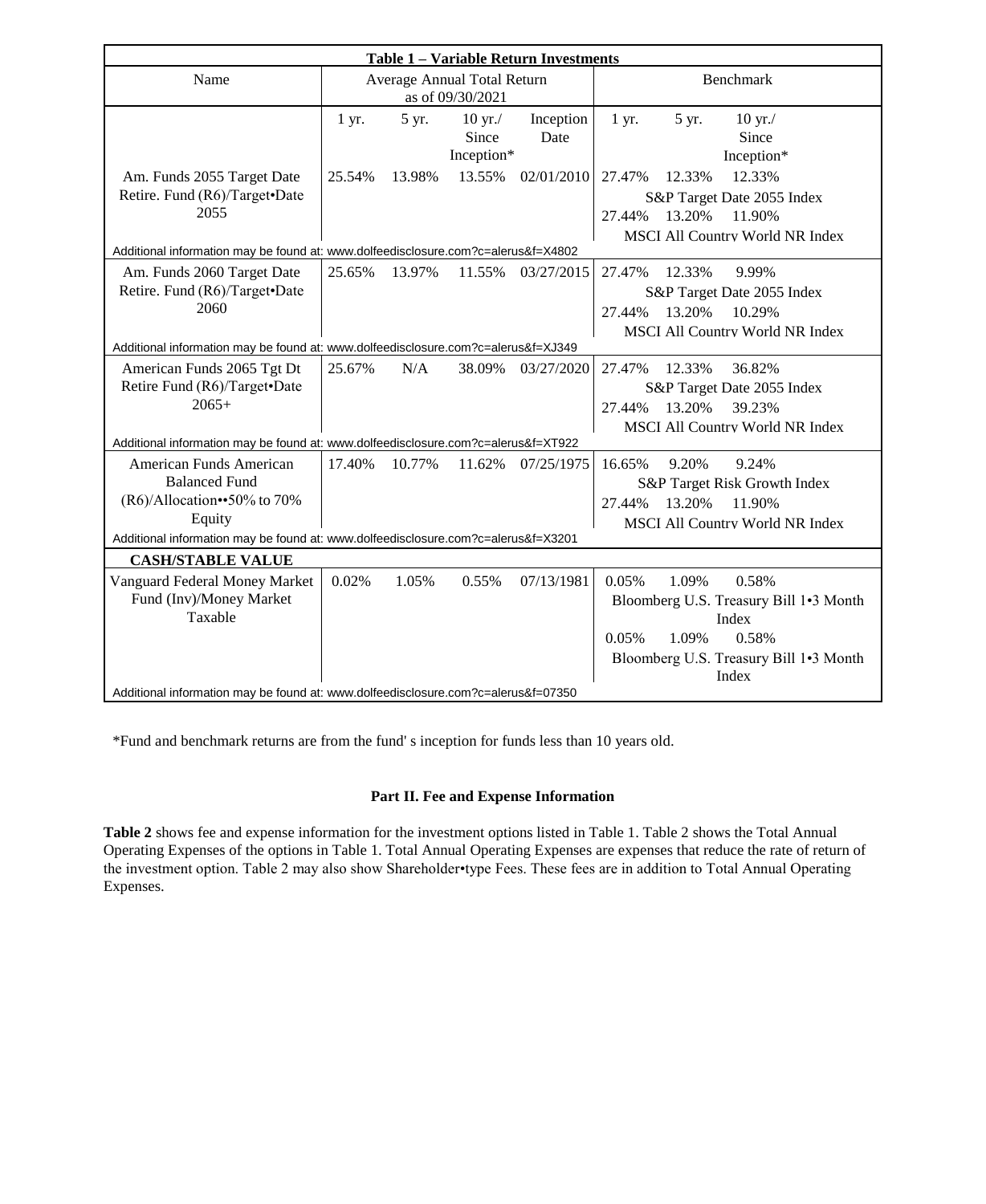| Table 1 – Variable Return Investments | | | | | | | |
|---|---|---|---|---|---|---|---|
| Name | Average Annual Total Return as of 09/30/2021 | | | | Benchmark | | |
| | 1 yr. | 5 yr. | 10 yr./ Since Inception* | Inception Date | 1 yr. | 5 yr. | 10 yr./ Since Inception* |
| Am. Funds 2055 Target Date Retire. Fund (R6)/Target•Date 2055 | 25.54% | 13.98% | 13.55% | 02/01/2010 | 27.47% | 12.33% | 12.33% |
| | | | | | S&P Target Date 2055 Index | | |
| | | | | | 27.44% | 13.20% | 11.90% |
| | | | | | MSCI All Country World NR Index | | |
| Additional information may be found at: www.dolfeedisclosure.com?c=alerus&f=X4802 | | | | | | | |
| Am. Funds 2060 Target Date Retire. Fund (R6)/Target•Date 2060 | 25.65% | 13.97% | 11.55% | 03/27/2015 | 27.47% | 12.33% | 9.99% |
| | | | | | S&P Target Date 2055 Index | | |
| | | | | | 27.44% | 13.20% | 10.29% |
| | | | | | MSCI All Country World NR Index | | |
| Additional information may be found at: www.dolfeedisclosure.com?c=alerus&f=XJ349 | | | | | | | |
| American Funds 2065 Tgt Dt Retire Fund (R6)/Target•Date 2065+ | 25.67% | N/A | 38.09% | 03/27/2020 | 27.47% | 12.33% | 36.82% |
| | | | | | S&P Target Date 2055 Index | | |
| | | | | | 27.44% | 13.20% | 39.23% |
| | | | | | MSCI All Country World NR Index | | |
| Additional information may be found at: www.dolfeedisclosure.com?c=alerus&f=XT922 | | | | | | | |
| American Funds American Balanced Fund (R6)/Allocation••50% to 70% Equity | 17.40% | 10.77% | 11.62% | 07/25/1975 | 16.65% | 9.20% | 9.24% |
| | | | | | S&P Target Risk Growth Index | | |
| | | | | | 27.44% | 13.20% | 11.90% |
| | | | | | MSCI All Country World NR Index | | |
| Additional information may be found at: www.dolfeedisclosure.com?c=alerus&f=X3201 | | | | | | | |
| **CASH/STABLE VALUE** | | | | | | | |
| Vanguard Federal Money Market Fund (Inv)/Money Market Taxable | 0.02% | 1.05% | 0.55% | 07/13/1981 | 0.05% | 1.09% | 0.58% |
| | | | | | Bloomberg U.S. Treasury Bill 1•3 Month Index | | |
| | | | | | 0.05% | 1.09% | 0.58% |
| | | | | | Bloomberg U.S. Treasury Bill 1•3 Month Index | | |
| Additional information may be found at: www.dolfeedisclosure.com?c=alerus&f=07350 | | | | | | | |

*Fund and benchmark returns are from the fund' s inception for funds less than 10 years old.

## Part II. Fee and Expense Information

**Table 2** shows fee and expense information for the investment options listed in Table 1. Table 2 shows the Total Annual Operating Expenses of the options in Table 1. Total Annual Operating Expenses are expenses that reduce the rate of return of the investment option. Table 2 may also show Shareholder•type Fees. These fees are in addition to Total Annual Operating Expenses.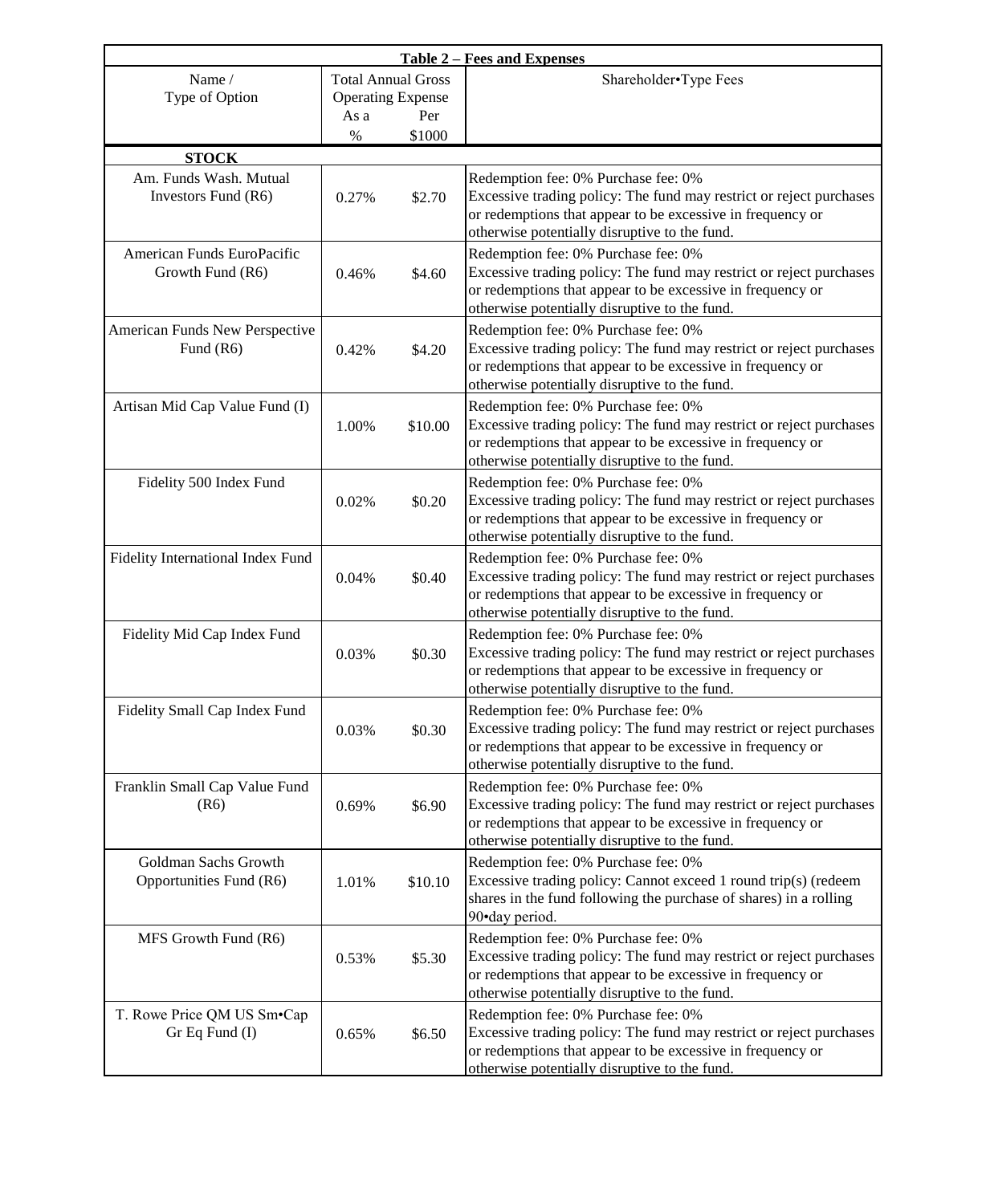**Table 2 – Fees and Expenses**

| Name / Type of Option | Total Annual Gross Operating Expense | | Shareholder•Type Fees |
|---|---|---|---|
| | As a % | Per $1000 | |
| **STOCK** | | | |
| Am. Funds Wash. Mutual Investors Fund (R6) | 0.27% | $2.70 | Redemption fee: 0% Purchase fee: 0% Excessive trading policy: The fund may restrict or reject purchases or redemptions that appear to be excessive in frequency or otherwise potentially disruptive to the fund. |
| American Funds EuroPacific Growth Fund (R6) | 0.46% | $4.60 | Redemption fee: 0% Purchase fee: 0% Excessive trading policy: The fund may restrict or reject purchases or redemptions that appear to be excessive in frequency or otherwise potentially disruptive to the fund. |
| American Funds New Perspective Fund (R6) | 0.42% | $4.20 | Redemption fee: 0% Purchase fee: 0% Excessive trading policy: The fund may restrict or reject purchases or redemptions that appear to be excessive in frequency or otherwise potentially disruptive to the fund. |
| Artisan Mid Cap Value Fund (I) | 1.00% | $10.00 | Redemption fee: 0% Purchase fee: 0% Excessive trading policy: The fund may restrict or reject purchases or redemptions that appear to be excessive in frequency or otherwise potentially disruptive to the fund. |
| Fidelity 500 Index Fund | 0.02% | $0.20 | Redemption fee: 0% Purchase fee: 0% Excessive trading policy: The fund may restrict or reject purchases or redemptions that appear to be excessive in frequency or otherwise potentially disruptive to the fund. |
| Fidelity International Index Fund | 0.04% | $0.40 | Redemption fee: 0% Purchase fee: 0% Excessive trading policy: The fund may restrict or reject purchases or redemptions that appear to be excessive in frequency or otherwise potentially disruptive to the fund. |
| Fidelity Mid Cap Index Fund | 0.03% | $0.30 | Redemption fee: 0% Purchase fee: 0% Excessive trading policy: The fund may restrict or reject purchases or redemptions that appear to be excessive in frequency or otherwise potentially disruptive to the fund. |
| Fidelity Small Cap Index Fund | 0.03% | $0.30 | Redemption fee: 0% Purchase fee: 0% Excessive trading policy: The fund may restrict or reject purchases or redemptions that appear to be excessive in frequency or otherwise potentially disruptive to the fund. |
| Franklin Small Cap Value Fund (R6) | 0.69% | $6.90 | Redemption fee: 0% Purchase fee: 0% Excessive trading policy: The fund may restrict or reject purchases or redemptions that appear to be excessive in frequency or otherwise potentially disruptive to the fund. |
| Goldman Sachs Growth Opportunities Fund (R6) | 1.01% | $10.10 | Redemption fee: 0% Purchase fee: 0% Excessive trading policy: Cannot exceed 1 round trip(s) (redeem shares in the fund following the purchase of shares) in a rolling 90•day period. |
| MFS Growth Fund (R6) | 0.53% | $5.30 | Redemption fee: 0% Purchase fee: 0% Excessive trading policy: The fund may restrict or reject purchases or redemptions that appear to be excessive in frequency or otherwise potentially disruptive to the fund. |
| T. Rowe Price QM US Sm•Cap Gr Eq Fund (I) | 0.65% | $6.50 | Redemption fee: 0% Purchase fee: 0% Excessive trading policy: The fund may restrict or reject purchases or redemptions that appear to be excessive in frequency or otherwise potentially disruptive to the fund. |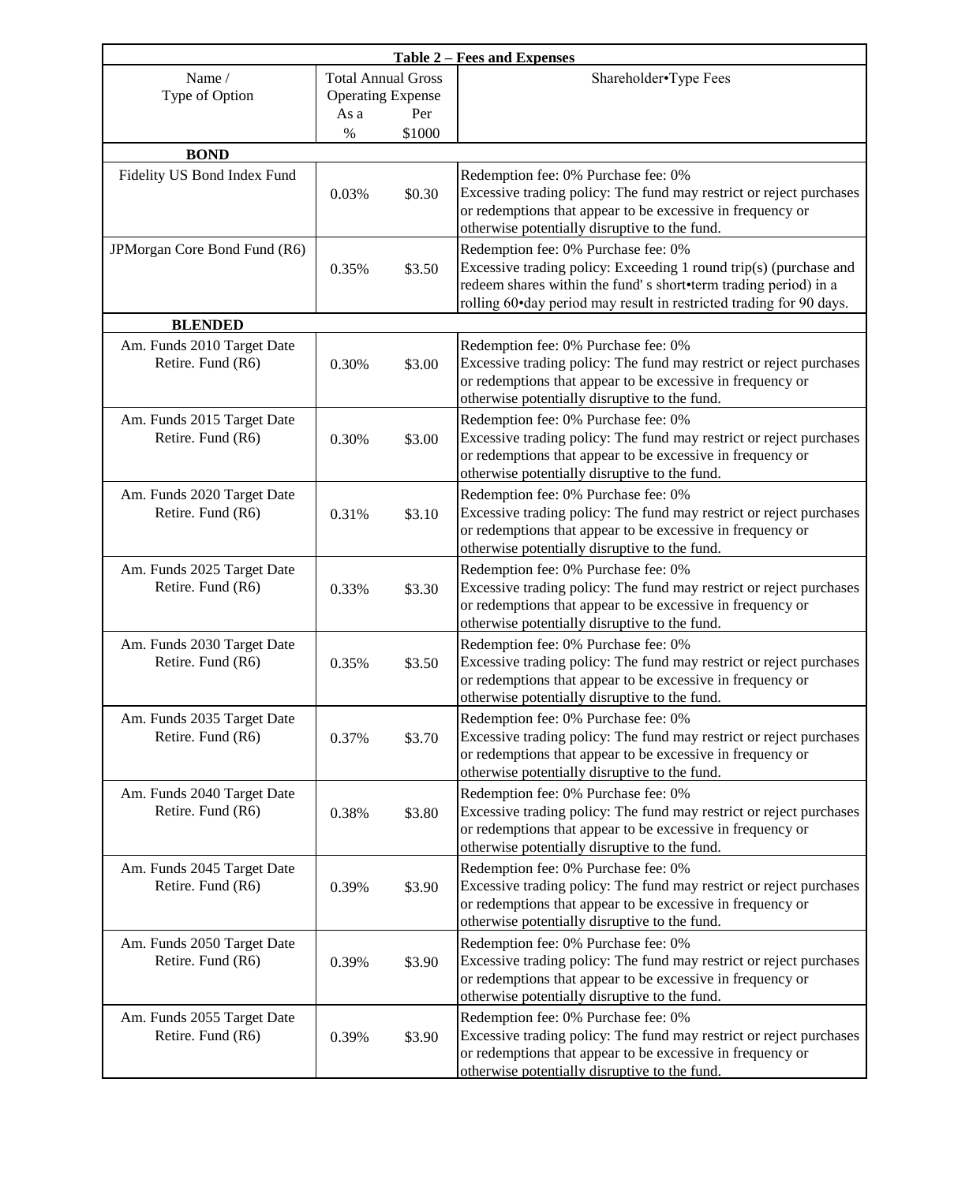| Table 2 – Fees and Expenses | | | |
|---|---|---|---|
| Name / Type of Option | Total Annual Gross Operating Expense | | Shareholder•Type Fees |
| | As a % | Per $1000 | |
| **BOND** | | | |
| Fidelity US Bond Index Fund | 0.03% | $0.30 | Redemption fee: 0% Purchase fee: 0% Excessive trading policy: The fund may restrict or reject purchases or redemptions that appear to be excessive in frequency or otherwise potentially disruptive to the fund. |
| JPMorgan Core Bond Fund (R6) | 0.35% | $3.50 | Redemption fee: 0% Purchase fee: 0% Excessive trading policy: Exceeding 1 round trip(s) (purchase and redeem shares within the fund' s short•term trading period) in a rolling 60•day period may result in restricted trading for 90 days. |
| **BLENDED** | | | |
| Am. Funds 2010 Target Date Retire. Fund (R6) | 0.30% | $3.00 | Redemption fee: 0% Purchase fee: 0% Excessive trading policy: The fund may restrict or reject purchases or redemptions that appear to be excessive in frequency or otherwise potentially disruptive to the fund. |
| Am. Funds 2015 Target Date Retire. Fund (R6) | 0.30% | $3.00 | Redemption fee: 0% Purchase fee: 0% Excessive trading policy: The fund may restrict or reject purchases or redemptions that appear to be excessive in frequency or otherwise potentially disruptive to the fund. |
| Am. Funds 2020 Target Date Retire. Fund (R6) | 0.31% | $3.10 | Redemption fee: 0% Purchase fee: 0% Excessive trading policy: The fund may restrict or reject purchases or redemptions that appear to be excessive in frequency or otherwise potentially disruptive to the fund. |
| Am. Funds 2025 Target Date Retire. Fund (R6) | 0.33% | $3.30 | Redemption fee: 0% Purchase fee: 0% Excessive trading policy: The fund may restrict or reject purchases or redemptions that appear to be excessive in frequency or otherwise potentially disruptive to the fund. |
| Am. Funds 2030 Target Date Retire. Fund (R6) | 0.35% | $3.50 | Redemption fee: 0% Purchase fee: 0% Excessive trading policy: The fund may restrict or reject purchases or redemptions that appear to be excessive in frequency or otherwise potentially disruptive to the fund. |
| Am. Funds 2035 Target Date Retire. Fund (R6) | 0.37% | $3.70 | Redemption fee: 0% Purchase fee: 0% Excessive trading policy: The fund may restrict or reject purchases or redemptions that appear to be excessive in frequency or otherwise potentially disruptive to the fund. |
| Am. Funds 2040 Target Date Retire. Fund (R6) | 0.38% | $3.80 | Redemption fee: 0% Purchase fee: 0% Excessive trading policy: The fund may restrict or reject purchases or redemptions that appear to be excessive in frequency or otherwise potentially disruptive to the fund. |
| Am. Funds 2045 Target Date Retire. Fund (R6) | 0.39% | $3.90 | Redemption fee: 0% Purchase fee: 0% Excessive trading policy: The fund may restrict or reject purchases or redemptions that appear to be excessive in frequency or otherwise potentially disruptive to the fund. |
| Am. Funds 2050 Target Date Retire. Fund (R6) | 0.39% | $3.90 | Redemption fee: 0% Purchase fee: 0% Excessive trading policy: The fund may restrict or reject purchases or redemptions that appear to be excessive in frequency or otherwise potentially disruptive to the fund. |
| Am. Funds 2055 Target Date Retire. Fund (R6) | 0.39% | $3.90 | Redemption fee: 0% Purchase fee: 0% Excessive trading policy: The fund may restrict or reject purchases or redemptions that appear to be excessive in frequency or otherwise potentially disruptive to the fund. |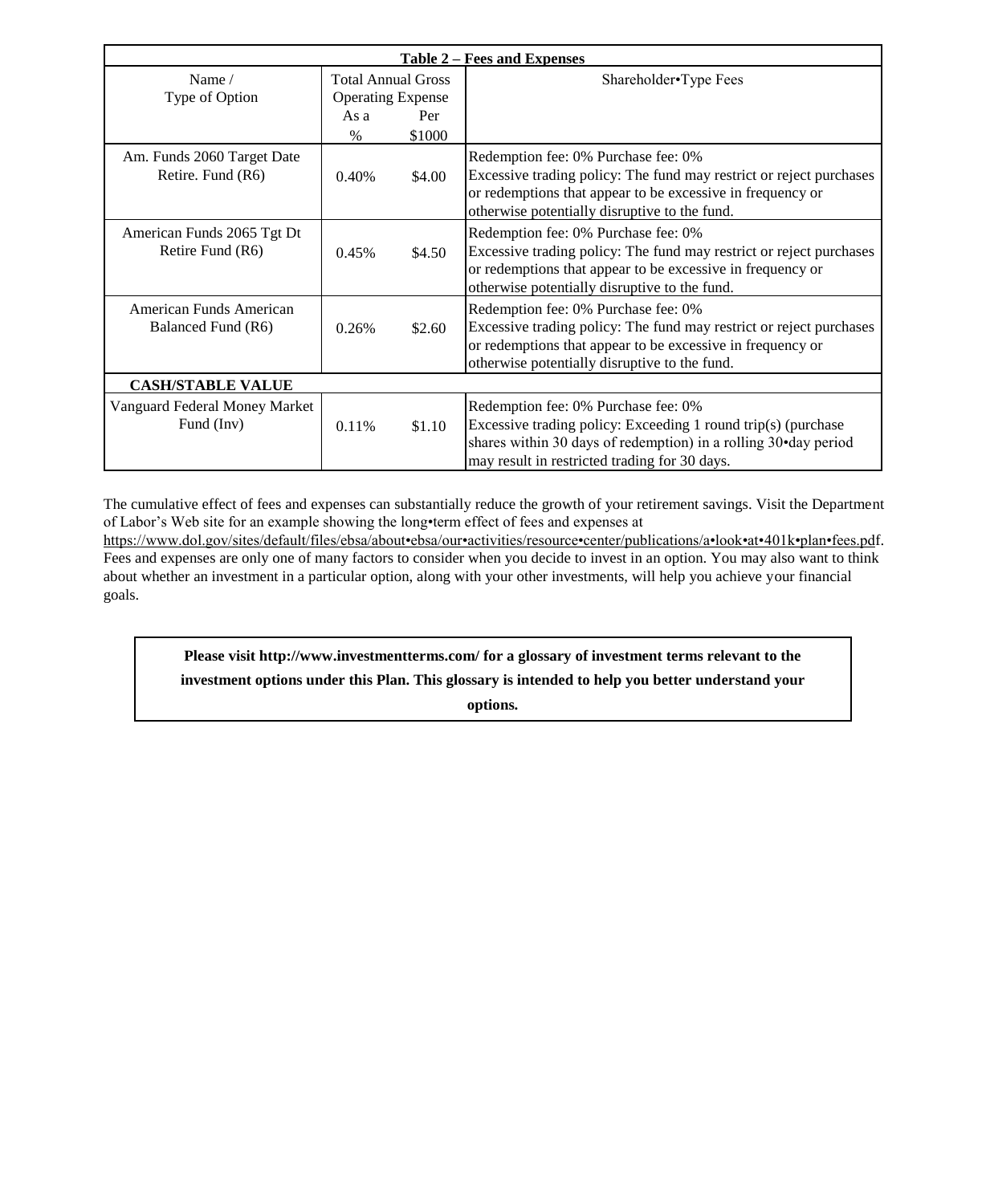| Table 2 – Fees and Expenses | | | |
|---|---|---|---|
| Name / Type of Option | Total Annual Gross Operating Expense | | Shareholder•Type Fees |
| | As a % | Per $1000 | |
| Am. Funds 2060 Target Date Retire. Fund (R6) | 0.40% | $4.00 | Redemption fee: 0% Purchase fee: 0% Excessive trading policy: The fund may restrict or reject purchases or redemptions that appear to be excessive in frequency or otherwise potentially disruptive to the fund. |
| American Funds 2065 Tgt Dt Retire Fund (R6) | 0.45% | $4.50 | Redemption fee: 0% Purchase fee: 0% Excessive trading policy: The fund may restrict or reject purchases or redemptions that appear to be excessive in frequency or otherwise potentially disruptive to the fund. |
| American Funds American Balanced Fund (R6) | 0.26% | $2.60 | Redemption fee: 0% Purchase fee: 0% Excessive trading policy: The fund may restrict or reject purchases or redemptions that appear to be excessive in frequency or otherwise potentially disruptive to the fund. |
| **CASH/STABLE VALUE** | | | |
| Vanguard Federal Money Market Fund (Inv) | 0.11% | $1.10 | Redemption fee: 0% Purchase fee: 0% Excessive trading policy: Exceeding 1 round trip(s) (purchase shares within 30 days of redemption) in a rolling 30•day period may result in restricted trading for 30 days. |

The cumulative effect of fees and expenses can substantially reduce the growth of your retirement savings. Visit the Department of Labor's Web site for an example showing the long•term effect of fees and expenses at https://www.dol.gov/sites/default/files/ebsa/about•ebsa/our•activities/resource•center/publications/a•look•at•401k•plan•fees.pdf. Fees and expenses are only one of many factors to consider when you decide to invest in an option. You may also want to think about whether an investment in a particular option, along with your other investments, will help you achieve your financial goals.

**Please visit http://www.investmentterms.com/ for a glossary of investment terms relevant to the investment options under this Plan. This glossary is intended to help you better understand your options.**